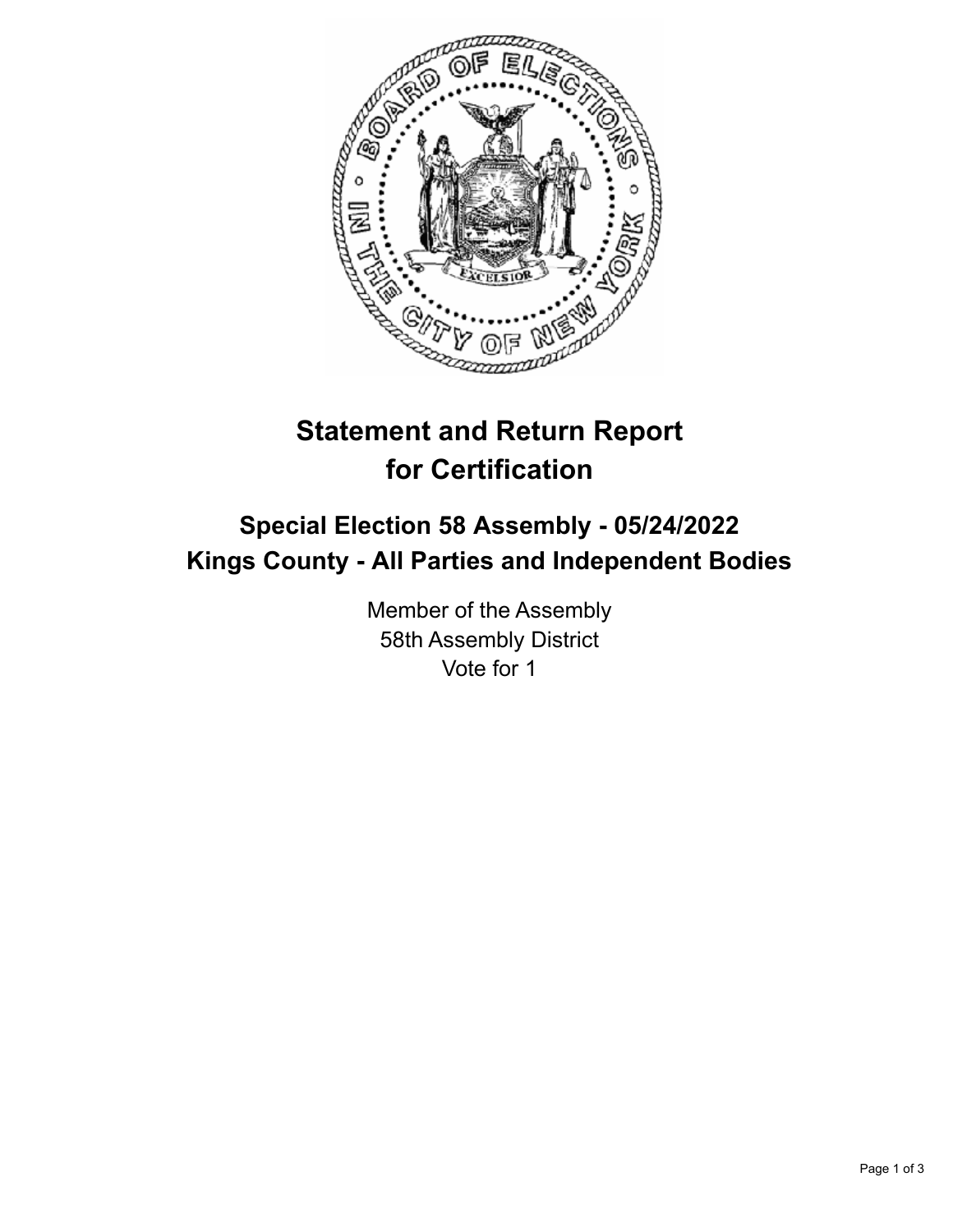# Statement and Return Report for Certification

## Special Election 58 Assembly - 05/24/2022
## Kings County - All Parties and Independent Bodies

Member of the Assembly
58th Assembly District
Vote for 1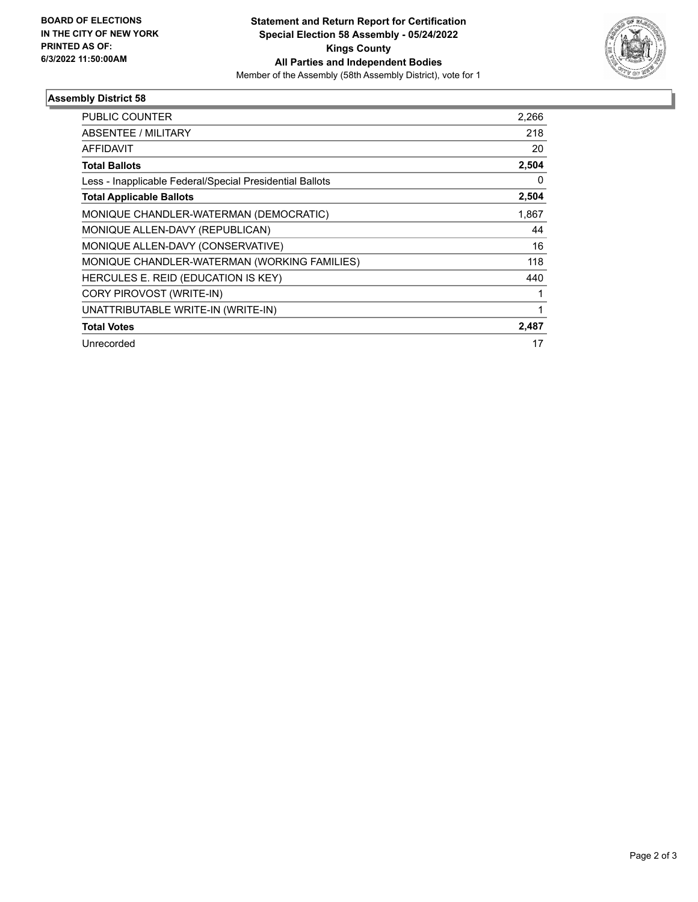**BOARD OF ELECTIONS**
**IN THE CITY OF NEW YORK**
**PRINTED AS OF:**
**6/3/2022 11:50:00AM**

**Statement and Return Report for Certification**
**Special Election 58 Assembly - 05/24/2022**
**Kings County**
**All Parties and Independent Bodies**
Member of the Assembly (58th Assembly District), vote for 1

### Assembly District 58

| | |
|---|---|
| PUBLIC COUNTER | 2,266 |
| ABSENTEE / MILITARY | 218 |
| AFFIDAVIT | 20 |
| **Total Ballots** | **2,504** |
| Less - Inapplicable Federal/Special Presidential Ballots | 0 |
| **Total Applicable Ballots** | **2,504** |
| MONIQUE CHANDLER-WATERMAN (DEMOCRATIC) | 1,867 |
| MONIQUE ALLEN-DAVY (REPUBLICAN) | 44 |
| MONIQUE ALLEN-DAVY (CONSERVATIVE) | 16 |
| MONIQUE CHANDLER-WATERMAN (WORKING FAMILIES) | 118 |
| HERCULES E. REID (EDUCATION IS KEY) | 440 |
| CORY PIROVOST (WRITE-IN) | 1 |
| UNATTRIBUTABLE WRITE-IN (WRITE-IN) | 1 |
| **Total Votes** | **2,487** |
| Unrecorded | 17 |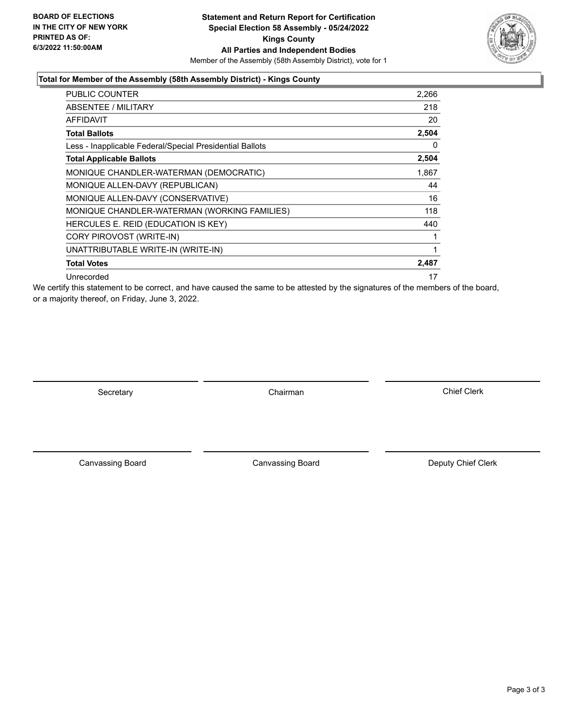**BOARD OF ELECTIONS IN THE CITY OF NEW YORK PRINTED AS OF: 6/3/2022 11:50:00AM**

**Statement and Return Report for Certification**
**Special Election 58 Assembly - 05/24/2022**
**Kings County**
**All Parties and Independent Bodies**
Member of the Assembly (58th Assembly District), vote for 1

**Total for Member of the Assembly (58th Assembly District) - Kings County**

| | |
|---|---|
| PUBLIC COUNTER | 2,266 |
| ABSENTEE / MILITARY | 218 |
| AFFIDAVIT | 20 |
| **Total Ballots** | **2,504** |
| Less - Inapplicable Federal/Special Presidential Ballots | 0 |
| **Total Applicable Ballots** | **2,504** |
| MONIQUE CHANDLER-WATERMAN (DEMOCRATIC) | 1,867 |
| MONIQUE ALLEN-DAVY (REPUBLICAN) | 44 |
| MONIQUE ALLEN-DAVY (CONSERVATIVE) | 16 |
| MONIQUE CHANDLER-WATERMAN (WORKING FAMILIES) | 118 |
| HERCULES E. REID (EDUCATION IS KEY) | 440 |
| CORY PIROVOST (WRITE-IN) | 1 |
| UNATTRIBUTABLE WRITE-IN (WRITE-IN) | 1 |
| **Total Votes** | **2,487** |
| Unrecorded | 17 |

We certify this statement to be correct, and have caused the same to be attested by the signatures of the members of the board, or a majority thereof, on Friday, June 3, 2022.

Secretary

Chairman

Chief Clerk

Canvassing Board

Canvassing Board

Deputy Chief Clerk